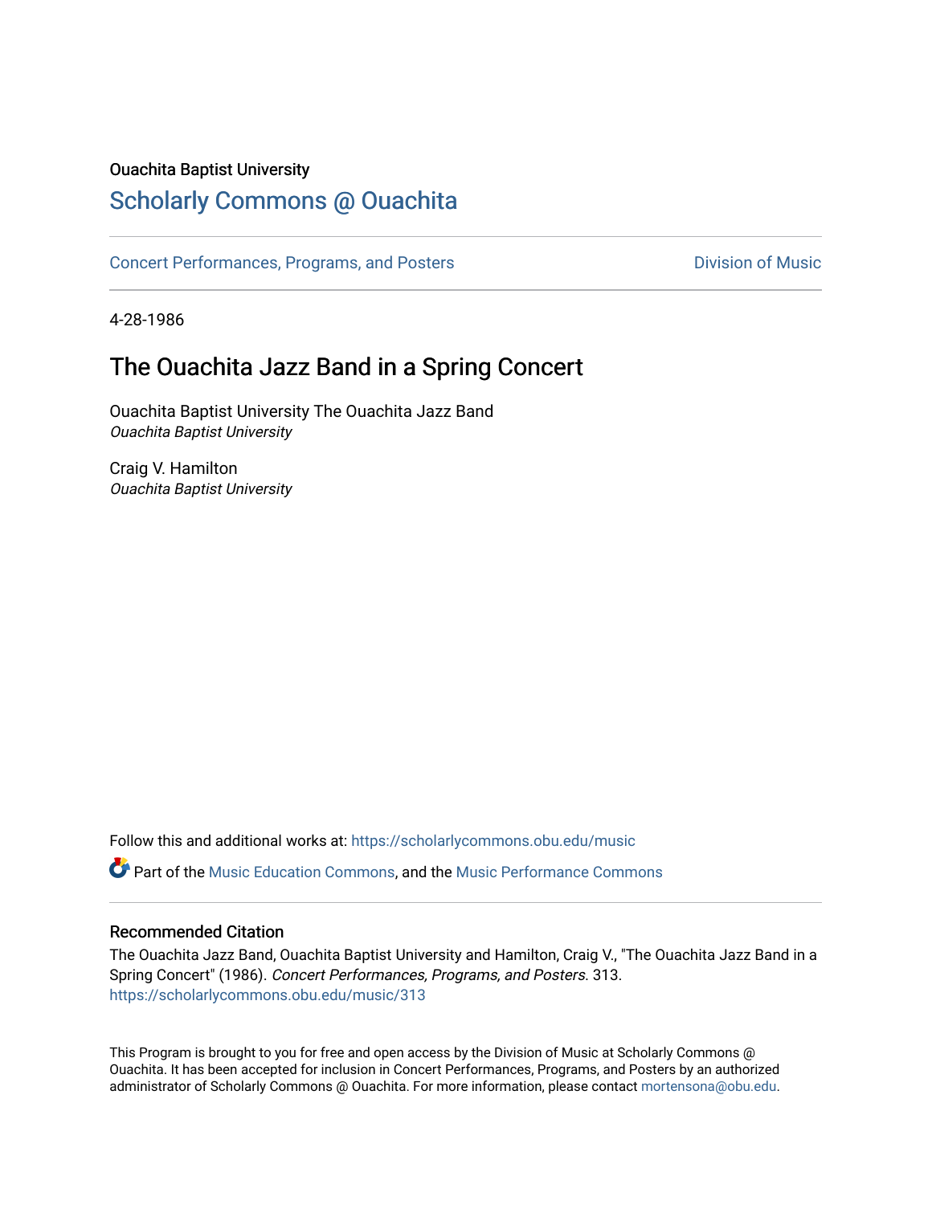Ouachita Baptist University

# Scholarly Commons @ Ouachita

Concert Performances, Programs, and Posters

Division of Music

4-28-1986

## The Ouachita Jazz Band in a Spring Concert

Ouachita Baptist University The Ouachita Jazz Band
*Ouachita Baptist University*

Craig V. Hamilton
*Ouachita Baptist University*

Follow this and additional works at: https://scholarlycommons.obu.edu/music

Part of the Music Education Commons, and the Music Performance Commons

### Recommended Citation

The Ouachita Jazz Band, Ouachita Baptist University and Hamilton, Craig V., "The Ouachita Jazz Band in a Spring Concert" (1986). *Concert Performances, Programs, and Posters*. 313.
https://scholarlycommons.obu.edu/music/313

This Program is brought to you for free and open access by the Division of Music at Scholarly Commons @ Ouachita. It has been accepted for inclusion in Concert Performances, Programs, and Posters by an authorized administrator of Scholarly Commons @ Ouachita. For more information, please contact mortensona@obu.edu.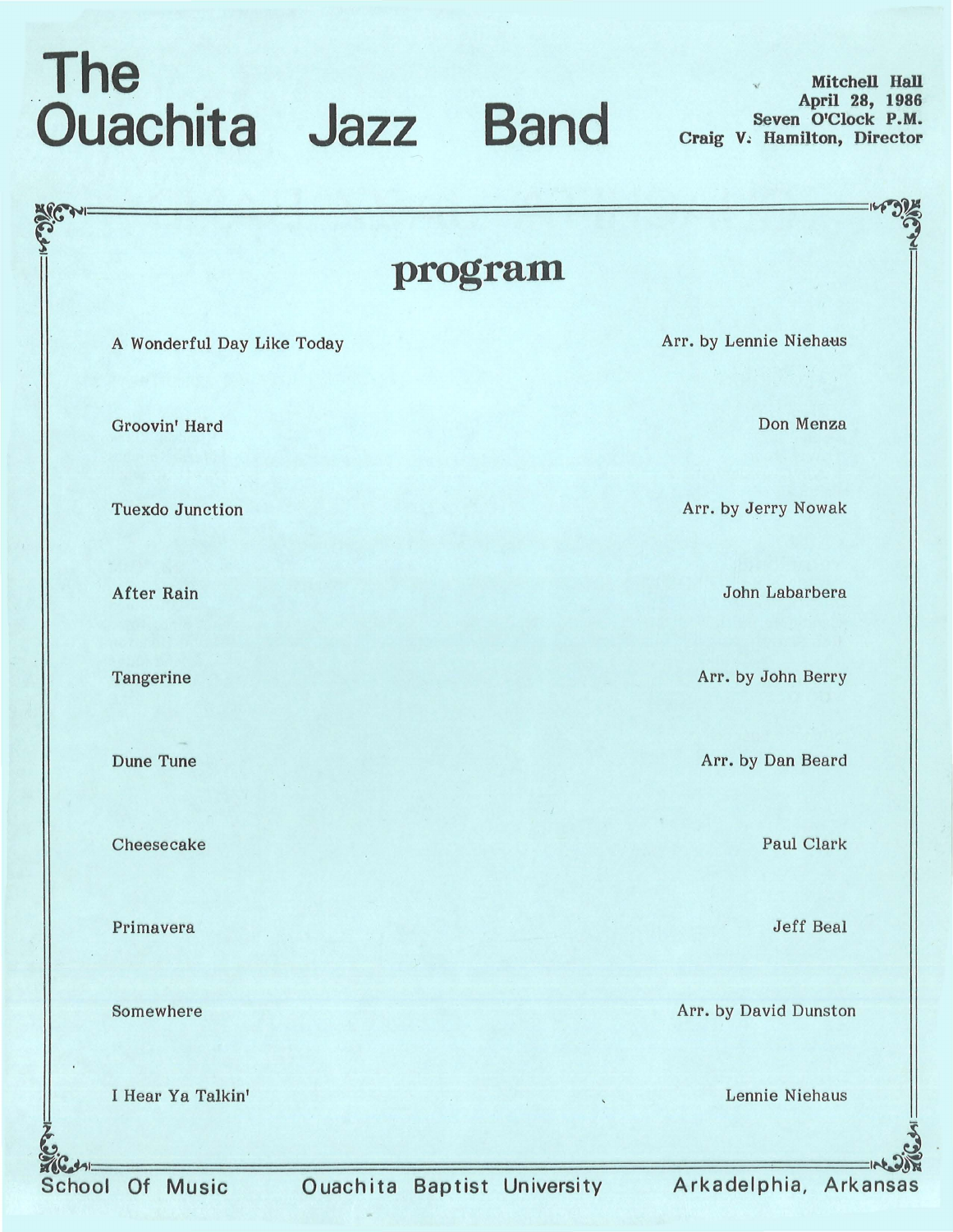# The Ouachita Jazz Band

**Mitchell Hall**
**April 28, 1986**
**Seven O'Clock P.M.**
**Craig V. Hamilton, Director**

## program

| | |
|---|---|
| A Wonderful Day Like Today | Arr. by Lennie Niehaus |
| Groovin' Hard | Don Menza |
| Tuexdo Junction | Arr. by Jerry Nowak |
| After Rain | John Labarbera |
| Tangerine | Arr. by John Berry |
| Dune Tune | Arr. by Dan Beard |
| Cheesecake | Paul Clark |
| Primavera | Jeff Beal |
| Somewhere | Arr. by David Dunston |
| I Hear Ya Talkin' | Lennie Niehaus |

School Of Music — Ouachita Baptist University — Arkadelphia, Arkansas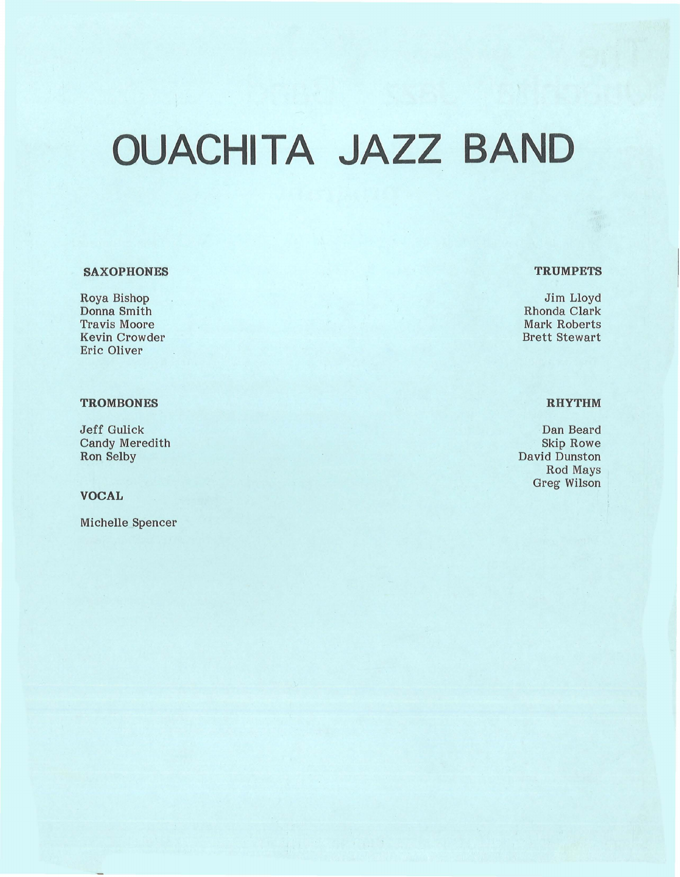# OUACHITA JAZZ BAND

**SAXOPHONES**

Roya Bishop
Donna Smith
Travis Moore
Kevin Crowder
Eric Oliver

**TRUMPETS**

Jim Lloyd
Rhonda Clark
Mark Roberts
Brett Stewart

**TROMBONES**

Jeff Gulick
Candy Meredith
Ron Selby

**RHYTHM**

Dan Beard
Skip Rowe
David Dunston
Rod Mays
Greg Wilson

**VOCAL**

Michelle Spencer